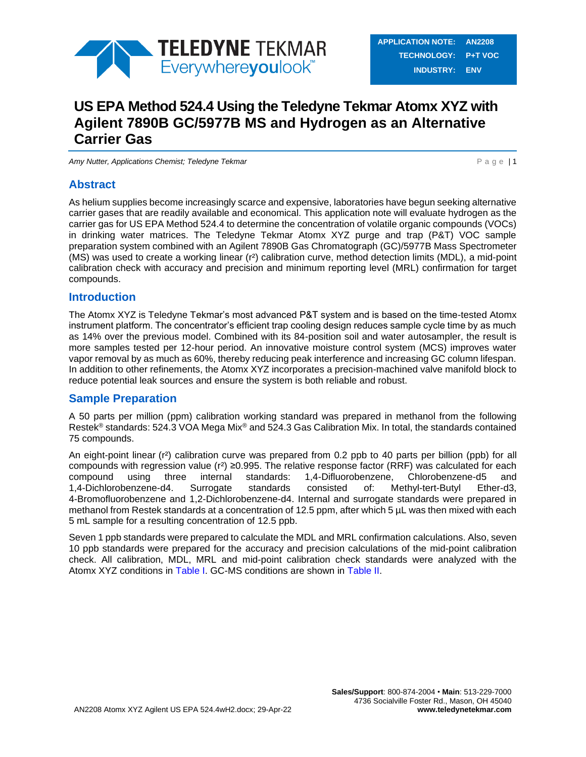| APPLICATION NOTE: | AN2208 |
| --- | --- |
| TECHNOLOGY: | P+T VOC |
| INDUSTRY: | ENV |

# US EPA Method 524.4 Using the Teledyne Tekmar Atomx XYZ with Agilent 7890B GC/5977B MS and Hydrogen as an Alternative Carrier Gas

*Amy Nutter, Applications Chemist; Teledyne Tekmar*

## Abstract

As helium supplies become increasingly scarce and expensive, laboratories have begun seeking alternative carrier gases that are readily available and economical. This application note will evaluate hydrogen as the carrier gas for US EPA Method 524.4 to determine the concentration of volatile organic compounds (VOCs) in drinking water matrices. The Teledyne Tekmar Atomx XYZ purge and trap (P&T) VOC sample preparation system combined with an Agilent 7890B Gas Chromatograph (GC)/5977B Mass Spectrometer (MS) was used to create a working linear ($r^2$) calibration curve, method detection limits (MDL), a mid-point calibration check with accuracy and precision and minimum reporting level (MRL) confirmation for target compounds.

## Introduction

The Atomx XYZ is Teledyne Tekmar's most advanced P&T system and is based on the time-tested Atomx instrument platform. The concentrator's efficient trap cooling design reduces sample cycle time by as much as 14% over the previous model. Combined with its 84-position soil and water autosampler, the result is more samples tested per 12-hour period. An innovative moisture control system (MCS) improves water vapor removal by as much as 60%, thereby reducing peak interference and increasing GC column lifespan. In addition to other refinements, the Atomx XYZ incorporates a precision-machined valve manifold block to reduce potential leak sources and ensure the system is both reliable and robust.

## Sample Preparation

A 50 parts per million (ppm) calibration working standard was prepared in methanol from the following Restek® standards: 524.3 VOA Mega Mix® and 524.3 Gas Calibration Mix. In total, the standards contained 75 compounds.

An eight-point linear ($r^2$) calibration curve was prepared from 0.2 ppb to 40 parts per billion (ppb) for all compounds with regression value ($r^2$) ≥0.995. The relative response factor (RRF) was calculated for each compound using three internal standards: 1,4-Difluorobenzene, Chlorobenzene-d5 and 1,4-Dichlorobenzene-d4. Surrogate standards consisted of: Methyl-tert-Butyl Ether-d3, 4-Bromofluorobenzene and 1,2-Dichlorobenzene-d4. Internal and surrogate standards were prepared in methanol from Restek standards at a concentration of 12.5 ppm, after which 5 µL was then mixed with each 5 mL sample for a resulting concentration of 12.5 ppb.

Seven 1 ppb standards were prepared to calculate the MDL and MRL confirmation calculations. Also, seven 10 ppb standards were prepared for the accuracy and precision calculations of the mid-point calibration check. All calibration, MDL, MRL and mid-point calibration check standards were analyzed with the Atomx XYZ conditions in Table I. GC-MS conditions are shown in Table II.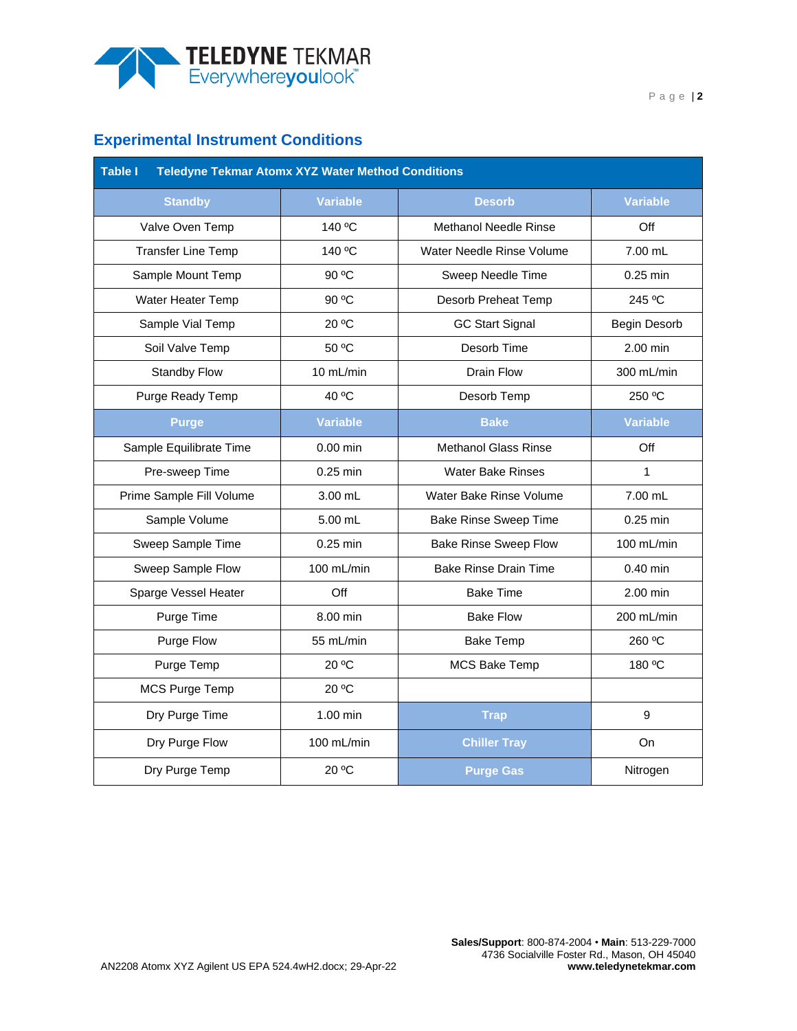## Experimental Instrument Conditions

| **Table I** | **Teledyne Tekmar Atomx XYZ Water Method Conditions** | | |
|---|---|---|---|
| **Standby** | **Variable** | **Desorb** | **Variable** |
| Valve Oven Temp | 140 ºC | Methanol Needle Rinse | Off |
| Transfer Line Temp | 140 ºC | Water Needle Rinse Volume | 7.00 mL |
| Sample Mount Temp | 90 ºC | Sweep Needle Time | 0.25 min |
| Water Heater Temp | 90 ºC | Desorb Preheat Temp | 245 ºC |
| Sample Vial Temp | 20 ºC | GC Start Signal | Begin Desorb |
| Soil Valve Temp | 50 ºC | Desorb Time | 2.00 min |
| Standby Flow | 10 mL/min | Drain Flow | 300 mL/min |
| Purge Ready Temp | 40 ºC | Desorb Temp | 250 ºC |
| **Purge** | **Variable** | **Bake** | **Variable** |
| Sample Equilibrate Time | 0.00 min | Methanol Glass Rinse | Off |
| Pre-sweep Time | 0.25 min | Water Bake Rinses | 1 |
| Prime Sample Fill Volume | 3.00 mL | Water Bake Rinse Volume | 7.00 mL |
| Sample Volume | 5.00 mL | Bake Rinse Sweep Time | 0.25 min |
| Sweep Sample Time | 0.25 min | Bake Rinse Sweep Flow | 100 mL/min |
| Sweep Sample Flow | 100 mL/min | Bake Rinse Drain Time | 0.40 min |
| Sparge Vessel Heater | Off | Bake Time | 2.00 min |
| Purge Time | 8.00 min | Bake Flow | 200 mL/min |
| Purge Flow | 55 mL/min | Bake Temp | 260 ºC |
| Purge Temp | 20 ºC | MCS Bake Temp | 180 ºC |
| MCS Purge Temp | 20 ºC | | |
| Dry Purge Time | 1.00 min | **Trap** | 9 |
| Dry Purge Flow | 100 mL/min | **Chiller Tray** | On |
| Dry Purge Temp | 20 ºC | **Purge Gas** | Nitrogen |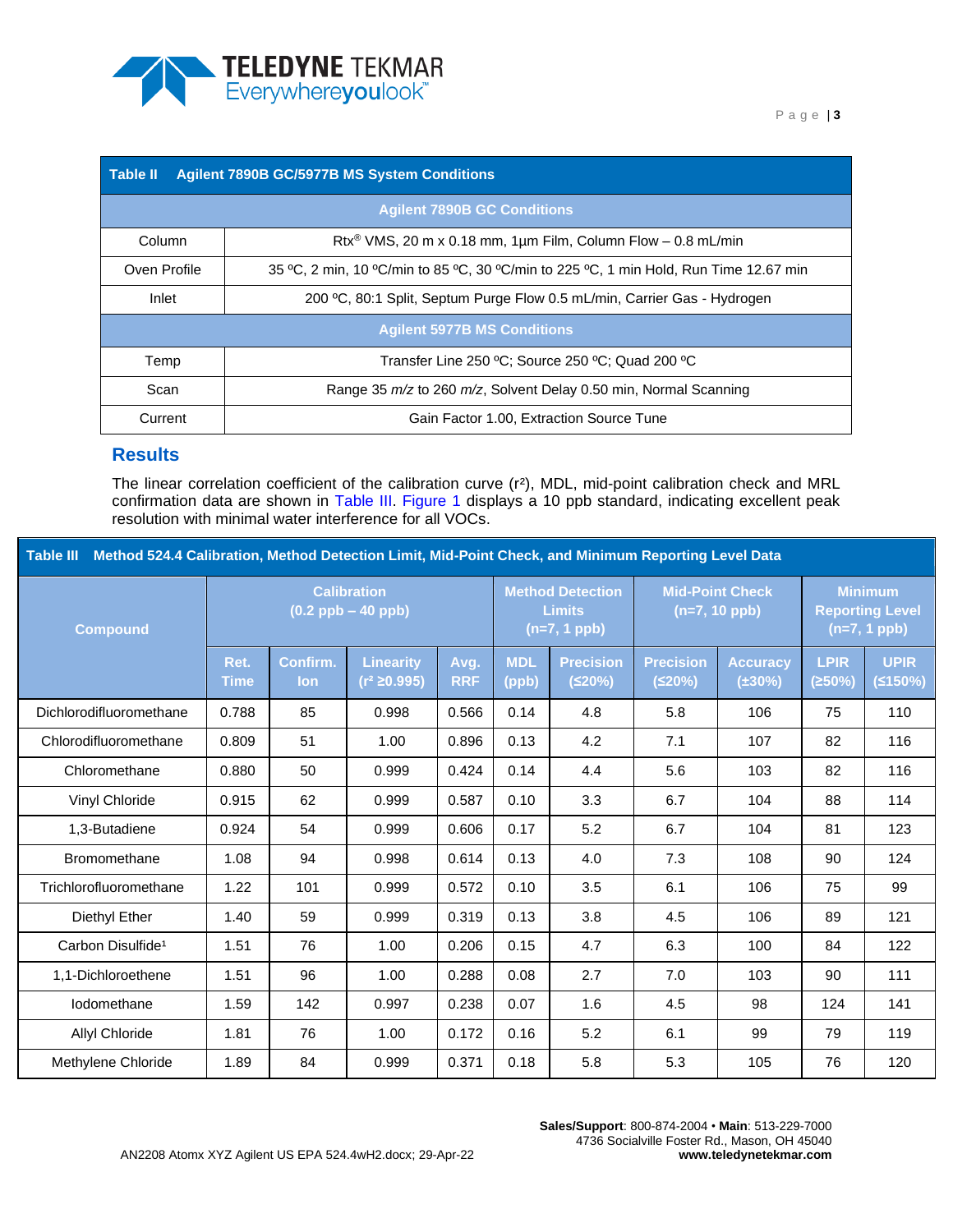| Table II Agilent 7890B GC/5977B MS System Conditions | |
|---|---|
| **Agilent 7890B GC Conditions** | |
| Column | Rtx® VMS, 20 m x 0.18 mm, 1µm Film, Column Flow – 0.8 mL/min |
| Oven Profile | 35 ºC, 2 min, 10 ºC/min to 85 ºC, 30 ºC/min to 225 ºC, 1 min Hold, Run Time 12.67 min |
| Inlet | 200 ºC, 80:1 Split, Septum Purge Flow 0.5 mL/min, Carrier Gas - Hydrogen |
| **Agilent 5977B MS Conditions** | |
| Temp | Transfer Line 250 ºC; Source 250 ºC; Quad 200 ºC |
| Scan | Range 35 *m/z* to 260 *m/z*, Solvent Delay 0.50 min, Normal Scanning |
| Current | Gain Factor 1.00, Extraction Source Tune |

## Results

The linear correlation coefficient of the calibration curve ($r^2$), MDL, mid-point calibration check and MRL confirmation data are shown in Table III. Figure 1 displays a 10 ppb standard, indicating excellent peak resolution with minimal water interference for all VOCs.

**Table III Method 524.4 Calibration, Method Detection Limit, Mid-Point Check, and Minimum Reporting Level Data**

| Compound | Calibration (0.2 ppb – 40 ppb) | | | | Method Detection Limits (n=7, 1 ppb) | | Mid-Point Check (n=7, 10 ppb) | | Minimum Reporting Level (n=7, 1 ppb) | |
|---|---|---|---|---|---|---|---|---|---|---|
| | Ret. Time | Confirm. Ion | Linearity ($r^2$ ≥0.995) | Avg. RRF | MDL (ppb) | Precision (≤20%) | Precision (≤20%) | Accuracy (±30%) | LPIR (≥50%) | UPIR (≤150%) |
| Dichlorodifluoromethane | 0.788 | 85 | 0.998 | 0.566 | 0.14 | 4.8 | 5.8 | 106 | 75 | 110 |
| Chlorodifluoromethane | 0.809 | 51 | 1.00 | 0.896 | 0.13 | 4.2 | 7.1 | 107 | 82 | 116 |
| Chloromethane | 0.880 | 50 | 0.999 | 0.424 | 0.14 | 4.4 | 5.6 | 103 | 82 | 116 |
| Vinyl Chloride | 0.915 | 62 | 0.999 | 0.587 | 0.10 | 3.3 | 6.7 | 104 | 88 | 114 |
| 1,3-Butadiene | 0.924 | 54 | 0.999 | 0.606 | 0.17 | 5.2 | 6.7 | 104 | 81 | 123 |
| Bromomethane | 1.08 | 94 | 0.998 | 0.614 | 0.13 | 4.0 | 7.3 | 108 | 90 | 124 |
| Trichlorofluoromethane | 1.22 | 101 | 0.999 | 0.572 | 0.10 | 3.5 | 6.1 | 106 | 75 | 99 |
| Diethyl Ether | 1.40 | 59 | 0.999 | 0.319 | 0.13 | 3.8 | 4.5 | 106 | 89 | 121 |
| Carbon Disulfide[1] | 1.51 | 76 | 1.00 | 0.206 | 0.15 | 4.7 | 6.3 | 100 | 84 | 122 |
| 1,1-Dichloroethene | 1.51 | 96 | 1.00 | 0.288 | 0.08 | 2.7 | 7.0 | 103 | 90 | 111 |
| Iodomethane | 1.59 | 142 | 0.997 | 0.238 | 0.07 | 1.6 | 4.5 | 98 | 124 | 141 |
| Allyl Chloride | 1.81 | 76 | 1.00 | 0.172 | 0.16 | 5.2 | 6.1 | 99 | 79 | 119 |
| Methylene Chloride | 1.89 | 84 | 0.999 | 0.371 | 0.18 | 5.8 | 5.3 | 105 | 76 | 120 |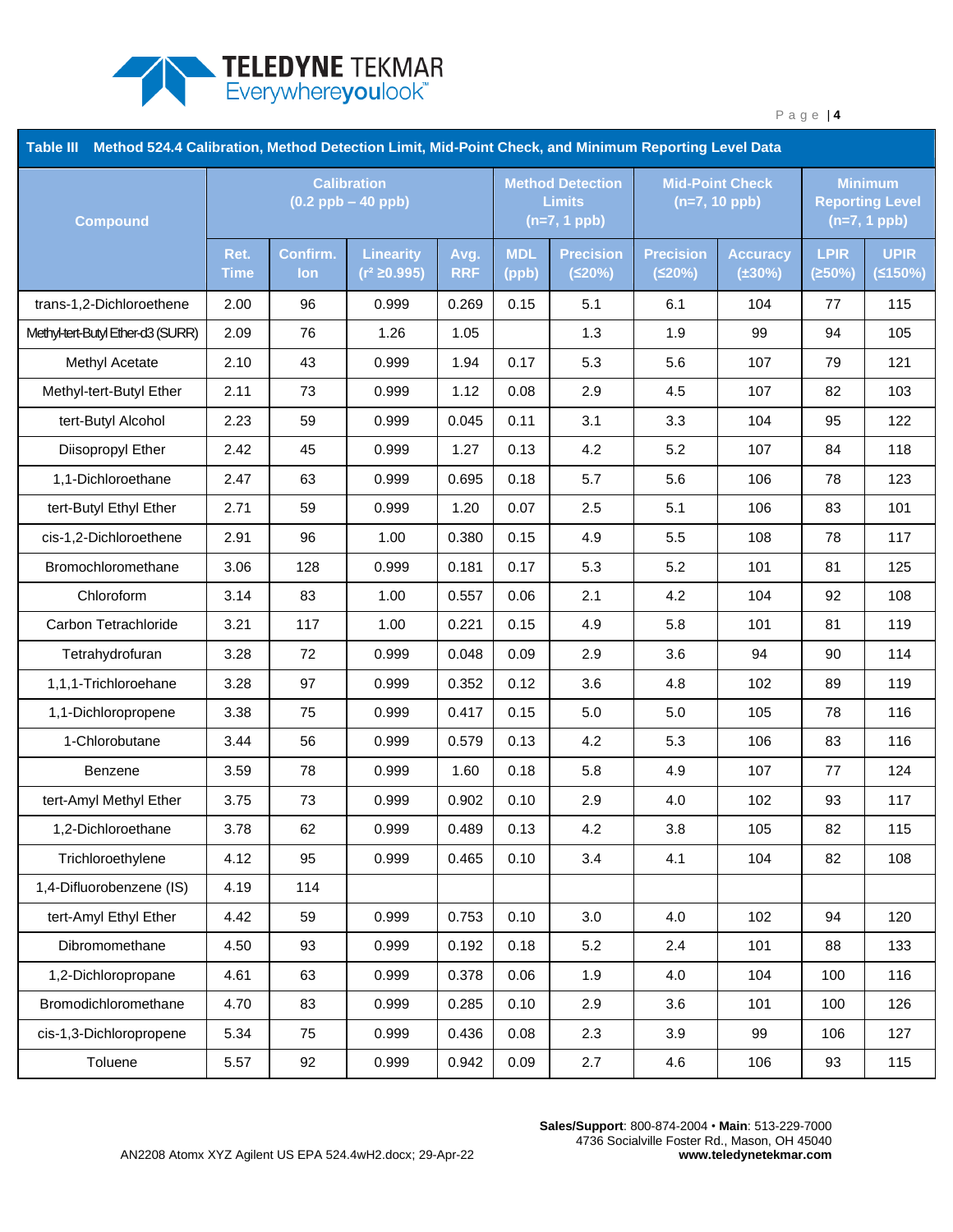**Table III Method 524.4 Calibration, Method Detection Limit, Mid-Point Check, and Minimum Reporting Level Data**

| Compound | Calibration (0.2 ppb – 40 ppb) | | | | Method Detection Limits (n=7, 1 ppb) | | Mid-Point Check (n=7, 10 ppb) | | Minimum Reporting Level (n=7, 1 ppb) | |
|---|---|---|---|---|---|---|---|---|---|---|
| | Ret. Time | Confirm. Ion | Linearity ($r^2$ ≥0.995) | Avg. RRF | MDL (ppb) | Precision (≤20%) | Precision (≤20%) | Accuracy (±30%) | LPIR (≥50%) | UPIR (≤150%) |
| trans-1,2-Dichloroethene | 2.00 | 96 | 0.999 | 0.269 | 0.15 | 5.1 | 6.1 | 104 | 77 | 115 |
| Methyl-tert-Butyl Ether-d3 (SURR) | 2.09 | 76 | 1.26 | 1.05 | | 1.3 | 1.9 | 99 | 94 | 105 |
| Methyl Acetate | 2.10 | 43 | 0.999 | 1.94 | 0.17 | 5.3 | 5.6 | 107 | 79 | 121 |
| Methyl-tert-Butyl Ether | 2.11 | 73 | 0.999 | 1.12 | 0.08 | 2.9 | 4.5 | 107 | 82 | 103 |
| tert-Butyl Alcohol | 2.23 | 59 | 0.999 | 0.045 | 0.11 | 3.1 | 3.3 | 104 | 95 | 122 |
| Diisopropyl Ether | 2.42 | 45 | 0.999 | 1.27 | 0.13 | 4.2 | 5.2 | 107 | 84 | 118 |
| 1,1-Dichloroethane | 2.47 | 63 | 0.999 | 0.695 | 0.18 | 5.7 | 5.6 | 106 | 78 | 123 |
| tert-Butyl Ethyl Ether | 2.71 | 59 | 0.999 | 1.20 | 0.07 | 2.5 | 5.1 | 106 | 83 | 101 |
| cis-1,2-Dichloroethene | 2.91 | 96 | 1.00 | 0.380 | 0.15 | 4.9 | 5.5 | 108 | 78 | 117 |
| Bromochloromethane | 3.06 | 128 | 0.999 | 0.181 | 0.17 | 5.3 | 5.2 | 101 | 81 | 125 |
| Chloroform | 3.14 | 83 | 1.00 | 0.557 | 0.06 | 2.1 | 4.2 | 104 | 92 | 108 |
| Carbon Tetrachloride | 3.21 | 117 | 1.00 | 0.221 | 0.15 | 4.9 | 5.8 | 101 | 81 | 119 |
| Tetrahydrofuran | 3.28 | 72 | 0.999 | 0.048 | 0.09 | 2.9 | 3.6 | 94 | 90 | 114 |
| 1,1,1-Trichloroehane | 3.28 | 97 | 0.999 | 0.352 | 0.12 | 3.6 | 4.8 | 102 | 89 | 119 |
| 1,1-Dichloropropene | 3.38 | 75 | 0.999 | 0.417 | 0.15 | 5.0 | 5.0 | 105 | 78 | 116 |
| 1-Chlorobutane | 3.44 | 56 | 0.999 | 0.579 | 0.13 | 4.2 | 5.3 | 106 | 83 | 116 |
| Benzene | 3.59 | 78 | 0.999 | 1.60 | 0.18 | 5.8 | 4.9 | 107 | 77 | 124 |
| tert-Amyl Methyl Ether | 3.75 | 73 | 0.999 | 0.902 | 0.10 | 2.9 | 4.0 | 102 | 93 | 117 |
| 1,2-Dichloroethane | 3.78 | 62 | 0.999 | 0.489 | 0.13 | 4.2 | 3.8 | 105 | 82 | 115 |
| Trichloroethylene | 4.12 | 95 | 0.999 | 0.465 | 0.10 | 3.4 | 4.1 | 104 | 82 | 108 |
| 1,4-Difluorobenzene (IS) | 4.19 | 114 | | | | | | | | |
| tert-Amyl Ethyl Ether | 4.42 | 59 | 0.999 | 0.753 | 0.10 | 3.0 | 4.0 | 102 | 94 | 120 |
| Dibromomethane | 4.50 | 93 | 0.999 | 0.192 | 0.18 | 5.2 | 2.4 | 101 | 88 | 133 |
| 1,2-Dichloropropane | 4.61 | 63 | 0.999 | 0.378 | 0.06 | 1.9 | 4.0 | 104 | 100 | 116 |
| Bromodichloromethane | 4.70 | 83 | 0.999 | 0.285 | 0.10 | 2.9 | 3.6 | 101 | 100 | 126 |
| cis-1,3-Dichloropropene | 5.34 | 75 | 0.999 | 0.436 | 0.08 | 2.3 | 3.9 | 99 | 106 | 127 |
| Toluene | 5.57 | 92 | 0.999 | 0.942 | 0.09 | 2.7 | 4.6 | 106 | 93 | 115 |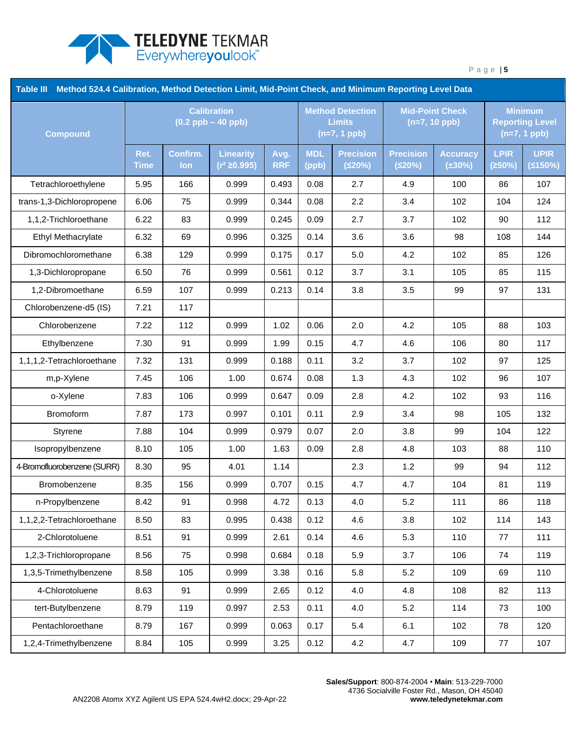**Table III Method 524.4 Calibration, Method Detection Limit, Mid-Point Check, and Minimum Reporting Level Data**

| Compound | Calibration (0.2 ppb – 40 ppb) | | | | Method Detection Limits (n=7, 1 ppb) | | Mid-Point Check (n=7, 10 ppb) | | Minimum Reporting Level (n=7, 1 ppb) | |
|---|---|---|---|---|---|---|---|---|---|---|
| | Ret. Time | Confirm. Ion | Linearity ($r^2$ ≥0.995) | Avg. RRF | MDL (ppb) | Precision (≤20%) | Precision (≤20%) | Accuracy (±30%) | LPIR (≥50%) | UPIR (≤150%) |
| Tetrachloroethylene | 5.95 | 166 | 0.999 | 0.493 | 0.08 | 2.7 | 4.9 | 100 | 86 | 107 |
| trans-1,3-Dichloropropene | 6.06 | 75 | 0.999 | 0.344 | 0.08 | 2.2 | 3.4 | 102 | 104 | 124 |
| 1,1,2-Trichloroethane | 6.22 | 83 | 0.999 | 0.245 | 0.09 | 2.7 | 3.7 | 102 | 90 | 112 |
| Ethyl Methacrylate | 6.32 | 69 | 0.996 | 0.325 | 0.14 | 3.6 | 3.6 | 98 | 108 | 144 |
| Dibromochloromethane | 6.38 | 129 | 0.999 | 0.175 | 0.17 | 5.0 | 4.2 | 102 | 85 | 126 |
| 1,3-Dichloropropane | 6.50 | 76 | 0.999 | 0.561 | 0.12 | 3.7 | 3.1 | 105 | 85 | 115 |
| 1,2-Dibromoethane | 6.59 | 107 | 0.999 | 0.213 | 0.14 | 3.8 | 3.5 | 99 | 97 | 131 |
| Chlorobenzene-d5 (IS) | 7.21 | 117 | | | | | | | | |
| Chlorobenzene | 7.22 | 112 | 0.999 | 1.02 | 0.06 | 2.0 | 4.2 | 105 | 88 | 103 |
| Ethylbenzene | 7.30 | 91 | 0.999 | 1.99 | 0.15 | 4.7 | 4.6 | 106 | 80 | 117 |
| 1,1,1,2-Tetrachloroethane | 7.32 | 131 | 0.999 | 0.188 | 0.11 | 3.2 | 3.7 | 102 | 97 | 125 |
| m,p-Xylene | 7.45 | 106 | 1.00 | 0.674 | 0.08 | 1.3 | 4.3 | 102 | 96 | 107 |
| o-Xylene | 7.83 | 106 | 0.999 | 0.647 | 0.09 | 2.8 | 4.2 | 102 | 93 | 116 |
| Bromoform | 7.87 | 173 | 0.997 | 0.101 | 0.11 | 2.9 | 3.4 | 98 | 105 | 132 |
| Styrene | 7.88 | 104 | 0.999 | 0.979 | 0.07 | 2.0 | 3.8 | 99 | 104 | 122 |
| Isopropylbenzene | 8.10 | 105 | 1.00 | 1.63 | 0.09 | 2.8 | 4.8 | 103 | 88 | 110 |
| 4-Bromofluorobenzene (SURR) | 8.30 | 95 | 4.01 | 1.14 | | 2.3 | 1.2 | 99 | 94 | 112 |
| Bromobenzene | 8.35 | 156 | 0.999 | 0.707 | 0.15 | 4.7 | 4.7 | 104 | 81 | 119 |
| n-Propylbenzene | 8.42 | 91 | 0.998 | 4.72 | 0.13 | 4.0 | 5.2 | 111 | 86 | 118 |
| 1,1,2,2-Tetrachloroethane | 8.50 | 83 | 0.995 | 0.438 | 0.12 | 4.6 | 3.8 | 102 | 114 | 143 |
| 2-Chlorotoluene | 8.51 | 91 | 0.999 | 2.61 | 0.14 | 4.6 | 5.3 | 110 | 77 | 111 |
| 1,2,3-Trichloropropane | 8.56 | 75 | 0.998 | 0.684 | 0.18 | 5.9 | 3.7 | 106 | 74 | 119 |
| 1,3,5-Trimethylbenzene | 8.58 | 105 | 0.999 | 3.38 | 0.16 | 5.8 | 5.2 | 109 | 69 | 110 |
| 4-Chlorotoluene | 8.63 | 91 | 0.999 | 2.65 | 0.12 | 4.0 | 4.8 | 108 | 82 | 113 |
| tert-Butylbenzene | 8.79 | 119 | 0.997 | 2.53 | 0.11 | 4.0 | 5.2 | 114 | 73 | 100 |
| Pentachloroethane | 8.79 | 167 | 0.999 | 0.063 | 0.17 | 5.4 | 6.1 | 102 | 78 | 120 |
| 1,2,4-Trimethylbenzene | 8.84 | 105 | 0.999 | 3.25 | 0.12 | 4.2 | 4.7 | 109 | 77 | 107 |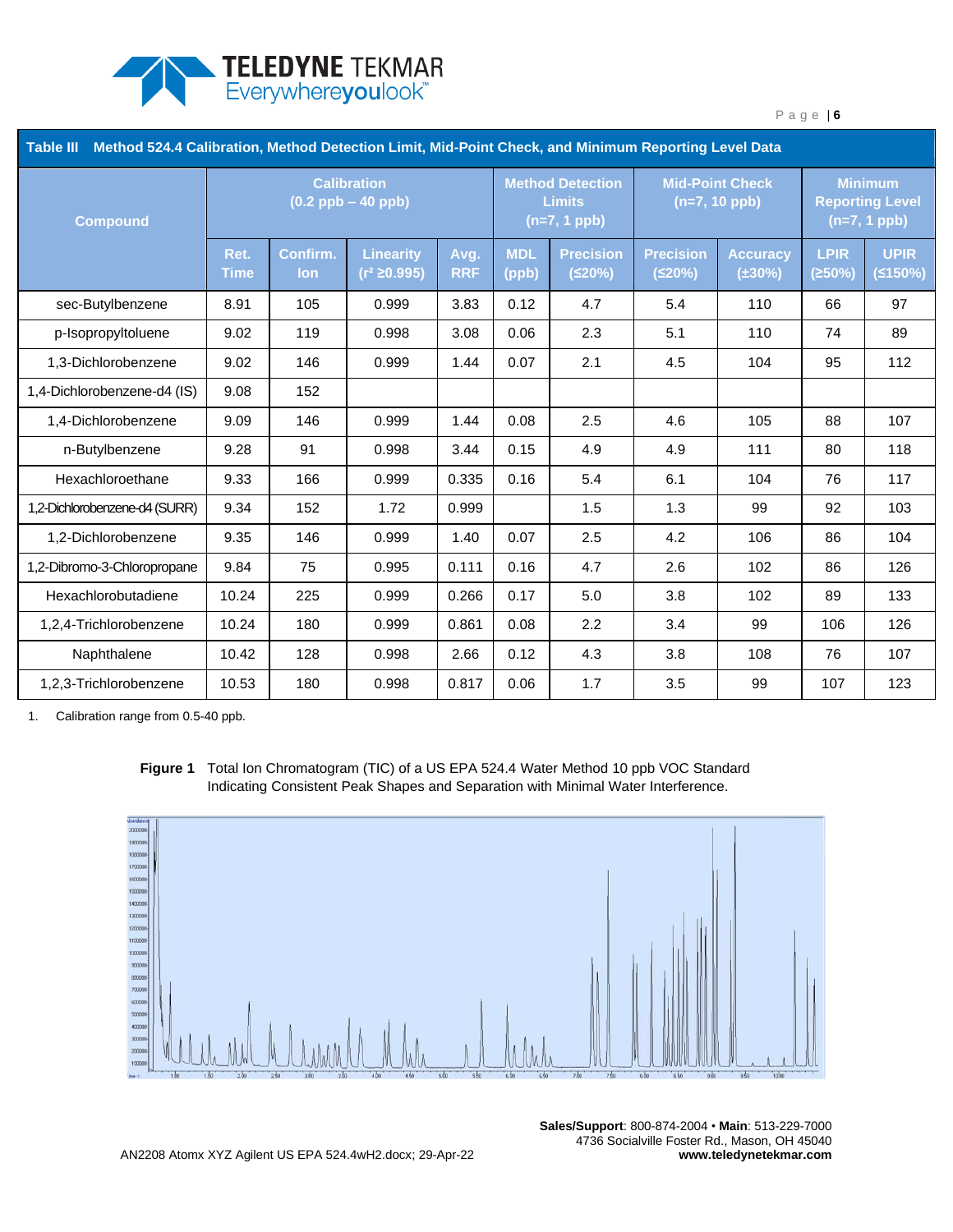**Table III Method 524.4 Calibration, Method Detection Limit, Mid-Point Check, and Minimum Reporting Level Data**

| Compound | Calibration (0.2 ppb – 40 ppb) | | | | Method Detection Limits (n=7, 1 ppb) | | Mid-Point Check (n=7, 10 ppb) | | Minimum Reporting Level (n=7, 1 ppb) | |
|---|---|---|---|---|---|---|---|---|---|---|
| | Ret. Time | Confirm. Ion | Linearity ($r^2$ ≥0.995) | Avg. RRF | MDL (ppb) | Precision (≤20%) | Precision (≤20%) | Accuracy (±30%) | LPIR (≥50%) | UPIR (≤150%) |
| sec-Butylbenzene | 8.91 | 105 | 0.999 | 3.83 | 0.12 | 4.7 | 5.4 | 110 | 66 | 97 |
| p-Isopropyltoluene | 9.02 | 119 | 0.998 | 3.08 | 0.06 | 2.3 | 5.1 | 110 | 74 | 89 |
| 1,3-Dichlorobenzene | 9.02 | 146 | 0.999 | 1.44 | 0.07 | 2.1 | 4.5 | 104 | 95 | 112 |
| 1,4-Dichlorobenzene-d4 (IS) | 9.08 | 152 | | | | | | | | |
| 1,4-Dichlorobenzene | 9.09 | 146 | 0.999 | 1.44 | 0.08 | 2.5 | 4.6 | 105 | 88 | 107 |
| n-Butylbenzene | 9.28 | 91 | 0.998 | 3.44 | 0.15 | 4.9 | 4.9 | 111 | 80 | 118 |
| Hexachloroethane | 9.33 | 166 | 0.999 | 0.335 | 0.16 | 5.4 | 6.1 | 104 | 76 | 117 |
| 1,2-Dichlorobenzene-d4 (SURR) | 9.34 | 152 | 1.72 | 0.999 | | 1.5 | 1.3 | 99 | 92 | 103 |
| 1,2-Dichlorobenzene | 9.35 | 146 | 0.999 | 1.40 | 0.07 | 2.5 | 4.2 | 106 | 86 | 104 |
| 1,2-Dibromo-3-Chloropropane | 9.84 | 75 | 0.995 | 0.111 | 0.16 | 4.7 | 2.6 | 102 | 86 | 126 |
| Hexachlorobutadiene | 10.24 | 225 | 0.999 | 0.266 | 0.17 | 5.0 | 3.8 | 102 | 89 | 133 |
| 1,2,4-Trichlorobenzene | 10.24 | 180 | 0.999 | 0.861 | 0.08 | 2.2 | 3.4 | 99 | 106 | 126 |
| Naphthalene | 10.42 | 128 | 0.998 | 2.66 | 0.12 | 4.3 | 3.8 | 108 | 76 | 107 |
| 1,2,3-Trichlorobenzene | 10.53 | 180 | 0.998 | 0.817 | 0.06 | 1.7 | 3.5 | 99 | 107 | 123 |

1. Calibration range from 0.5-40 ppb.

**Figure 1** Total Ion Chromatogram (TIC) of a US EPA 524.4 Water Method 10 ppb VOC Standard Indicating Consistent Peak Shapes and Separation with Minimal Water Interference.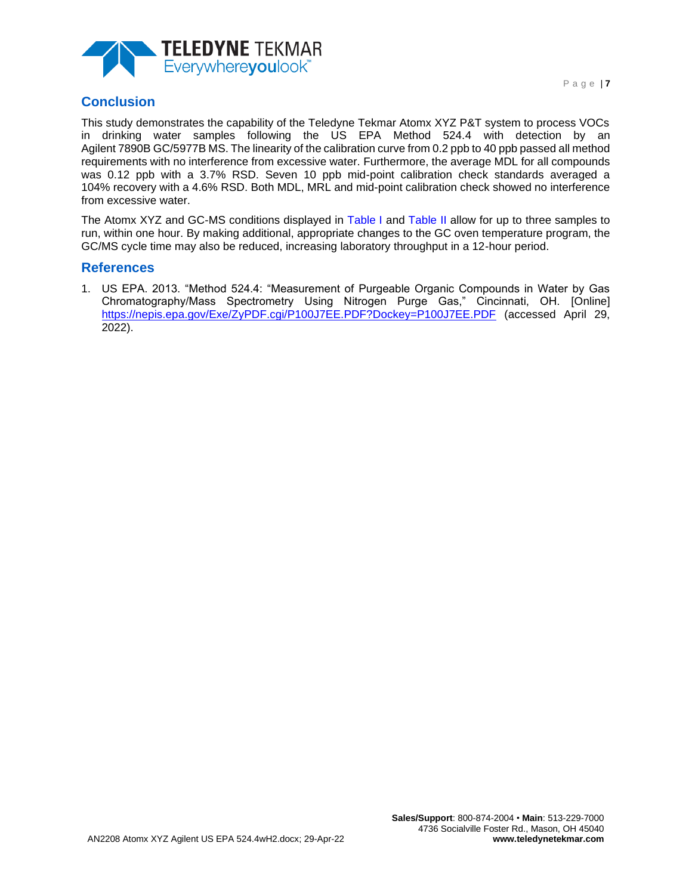## Conclusion

This study demonstrates the capability of the Teledyne Tekmar Atomx XYZ P&T system to process VOCs in drinking water samples following the US EPA Method 524.4 with detection by an Agilent 7890B GC/5977B MS. The linearity of the calibration curve from 0.2 ppb to 40 ppb passed all method requirements with no interference from excessive water. Furthermore, the average MDL for all compounds was 0.12 ppb with a 3.7% RSD. Seven 10 ppb mid-point calibration check standards averaged a 104% recovery with a 4.6% RSD. Both MDL, MRL and mid-point calibration check showed no interference from excessive water.

The Atomx XYZ and GC-MS conditions displayed in Table I and Table II allow for up to three samples to run, within one hour. By making additional, appropriate changes to the GC oven temperature program, the GC/MS cycle time may also be reduced, increasing laboratory throughput in a 12-hour period.

## References

1. US EPA. 2013. "Method 524.4: "Measurement of Purgeable Organic Compounds in Water by Gas Chromatography/Mass Spectrometry Using Nitrogen Purge Gas," Cincinnati, OH. [Online] https://nepis.epa.gov/Exe/ZyPDF.cgi/P100J7EE.PDF?Dockey=P100J7EE.PDF (accessed April 29, 2022).